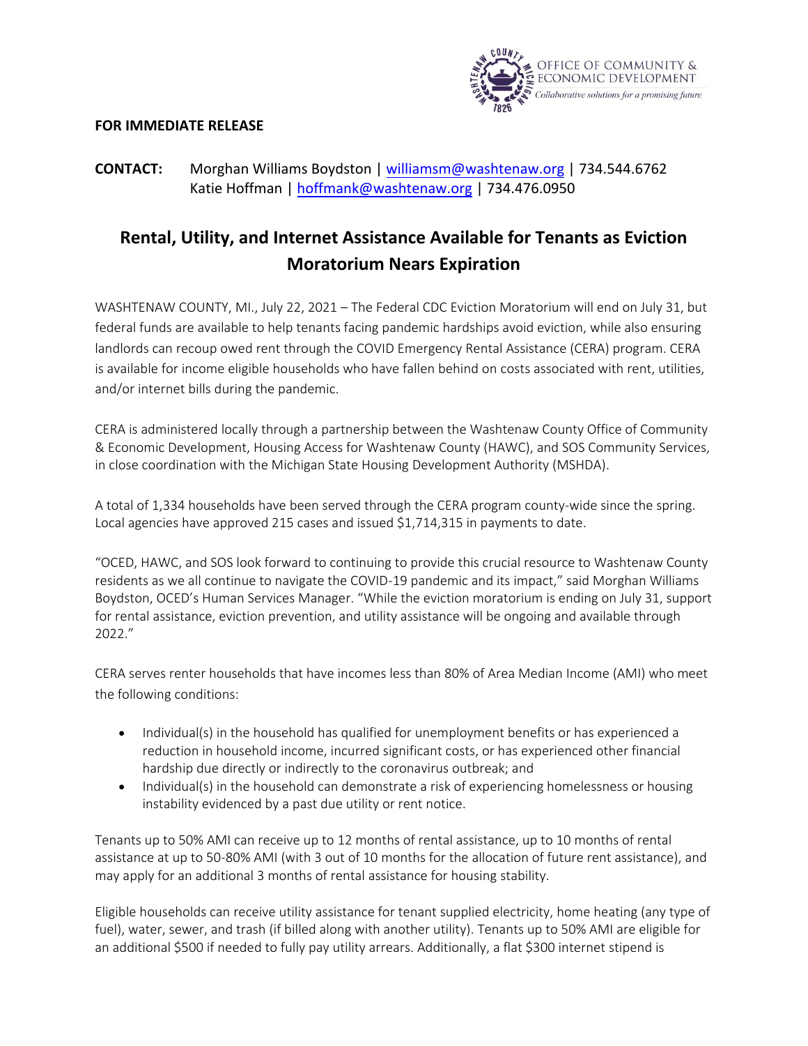OFFICE OF COMMUNITY & ECONOMIC DEVELOPMENT
*Collaborative solutions for a promising future*

**FOR IMMEDIATE RELEASE**

**CONTACT:** Morghan Williams Boydston | williamsm@washtenaw.org | 734.544.6762
Katie Hoffman | hoffmank@washtenaw.org | 734.476.0950

# Rental, Utility, and Internet Assistance Available for Tenants as Eviction Moratorium Nears Expiration

WASHTENAW COUNTY, MI., July 22, 2021 – The Federal CDC Eviction Moratorium will end on July 31, but federal funds are available to help tenants facing pandemic hardships avoid eviction, while also ensuring landlords can recoup owed rent through the COVID Emergency Rental Assistance (CERA) program. CERA is available for income eligible households who have fallen behind on costs associated with rent, utilities, and/or internet bills during the pandemic.

CERA is administered locally through a partnership between the Washtenaw County Office of Community & Economic Development, Housing Access for Washtenaw County (HAWC), and SOS Community Services, in close coordination with the Michigan State Housing Development Authority (MSHDA).

A total of 1,334 households have been served through the CERA program county-wide since the spring. Local agencies have approved 215 cases and issued $1,714,315 in payments to date.

"OCED, HAWC, and SOS look forward to continuing to provide this crucial resource to Washtenaw County residents as we all continue to navigate the COVID-19 pandemic and its impact," said Morghan Williams Boydston, OCED's Human Services Manager. "While the eviction moratorium is ending on July 31, support for rental assistance, eviction prevention, and utility assistance will be ongoing and available through 2022."

CERA serves renter households that have incomes less than 80% of Area Median Income (AMI) who meet the following conditions:

- Individual(s) in the household has qualified for unemployment benefits or has experienced a reduction in household income, incurred significant costs, or has experienced other financial hardship due directly or indirectly to the coronavirus outbreak; and
- Individual(s) in the household can demonstrate a risk of experiencing homelessness or housing instability evidenced by a past due utility or rent notice.

Tenants up to 50% AMI can receive up to 12 months of rental assistance, up to 10 months of rental assistance at up to 50-80% AMI (with 3 out of 10 months for the allocation of future rent assistance), and may apply for an additional 3 months of rental assistance for housing stability.

Eligible households can receive utility assistance for tenant supplied electricity, home heating (any type of fuel), water, sewer, and trash (if billed along with another utility). Tenants up to 50% AMI are eligible for an additional $500 if needed to fully pay utility arrears. Additionally, a flat $300 internet stipend is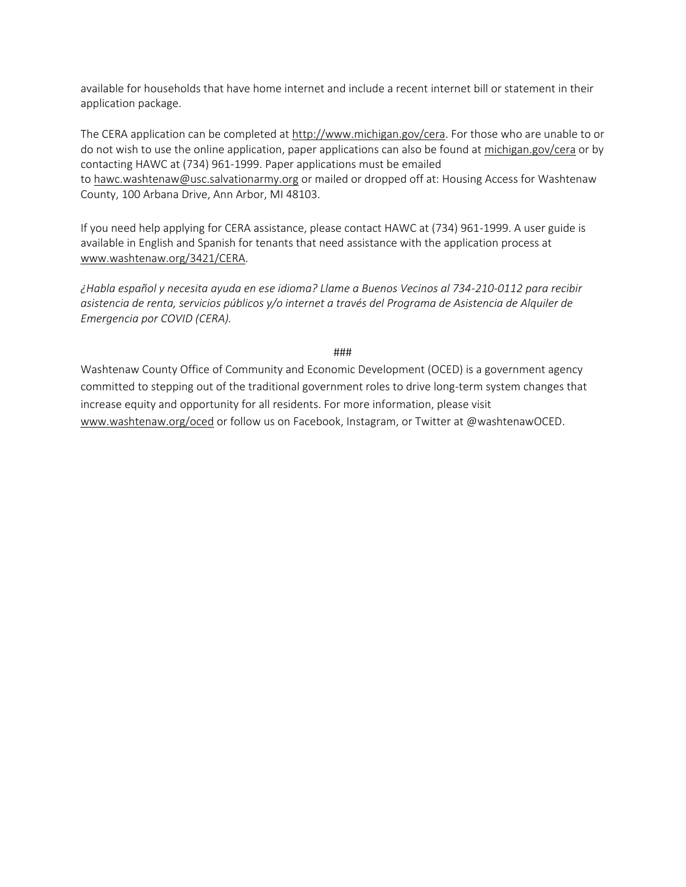available for households that have home internet and include a recent internet bill or statement in their application package.

The CERA application can be completed at http://www.michigan.gov/cera. For those who are unable to or do not wish to use the online application, paper applications can also be found at michigan.gov/cera or by contacting HAWC at (734) 961-1999. Paper applications must be emailed to hawc.washtenaw@usc.salvationarmy.org or mailed or dropped off at: Housing Access for Washtenaw County, 100 Arbana Drive, Ann Arbor, MI 48103.

If you need help applying for CERA assistance, please contact HAWC at (734) 961-1999. A user guide is available in English and Spanish for tenants that need assistance with the application process at www.washtenaw.org/3421/CERA.

*¿Habla español y necesita ayuda en ese idioma? Llame a Buenos Vecinos al 734-210-0112 para recibir asistencia de renta, servicios públicos y/o internet a través del Programa de Asistencia de Alquiler de Emergencia por COVID (CERA).*

###

Washtenaw County Office of Community and Economic Development (OCED) is a government agency committed to stepping out of the traditional government roles to drive long-term system changes that increase equity and opportunity for all residents. For more information, please visit www.washtenaw.org/oced or follow us on Facebook, Instagram, or Twitter at @washtenawOCED.